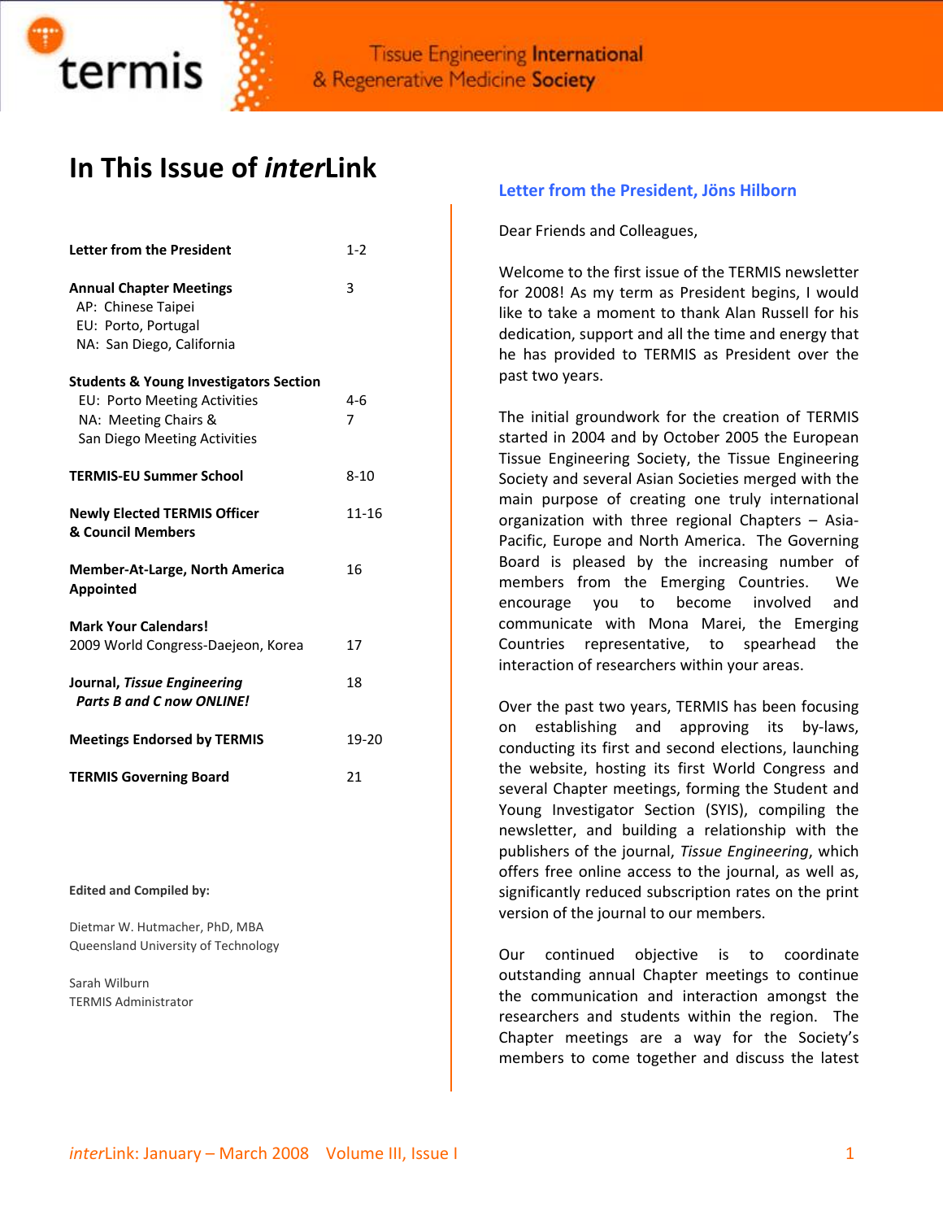termis

Tissue Engineering International & Regenerative Medicine Society

# In This Issue of *inter*Link

| | |
|---|---|
| **Letter from the President** | 1-2 |
| **Annual Chapter Meetings**<br>AP: Chinese Taipei<br>EU: Porto, Portugal<br>NA: San Diego, California | 3 |
| **Students & Young Investigators Section**<br>EU: Porto Meeting Activities<br>NA: Meeting Chairs & San Diego Meeting Activities | <br>4-6<br>7 |
| **TERMIS-EU Summer School** | 8-10 |
| **Newly Elected TERMIS Officer & Council Members** | 11-16 |
| **Member-At-Large, North America Appointed** | 16 |
| **Mark Your Calendars!**<br>2009 World Congress-Daejeon, Korea | <br>17 |
| **Journal, *Tissue Engineering* Parts B and C now ONLINE!** | 18 |
| **Meetings Endorsed by TERMIS** | 19-20 |
| **TERMIS Governing Board** | 21 |

**Edited and Compiled by:**

Dietmar W. Hutmacher, PhD, MBA
Queensland University of Technology

Sarah Wilburn
TERMIS Administrator

## Letter from the President, Jöns Hilborn

Dear Friends and Colleagues,

Welcome to the first issue of the TERMIS newsletter for 2008! As my term as President begins, I would like to take a moment to thank Alan Russell for his dedication, support and all the time and energy that he has provided to TERMIS as President over the past two years.

The initial groundwork for the creation of TERMIS started in 2004 and by October 2005 the European Tissue Engineering Society, the Tissue Engineering Society and several Asian Societies merged with the main purpose of creating one truly international organization with three regional Chapters – Asia-Pacific, Europe and North America. The Governing Board is pleased by the increasing number of members from the Emerging Countries. We encourage you to become involved and communicate with Mona Marei, the Emerging Countries representative, to spearhead the interaction of researchers within your areas.

Over the past two years, TERMIS has been focusing on establishing and approving its by-laws, conducting its first and second elections, launching the website, hosting its first World Congress and several Chapter meetings, forming the Student and Young Investigator Section (SYIS), compiling the newsletter, and building a relationship with the publishers of the journal, *Tissue Engineering*, which offers free online access to the journal, as well as, significantly reduced subscription rates on the print version of the journal to our members.

Our continued objective is to coordinate outstanding annual Chapter meetings to continue the communication and interaction amongst the researchers and students within the region. The Chapter meetings are a way for the Society's members to come together and discuss the latest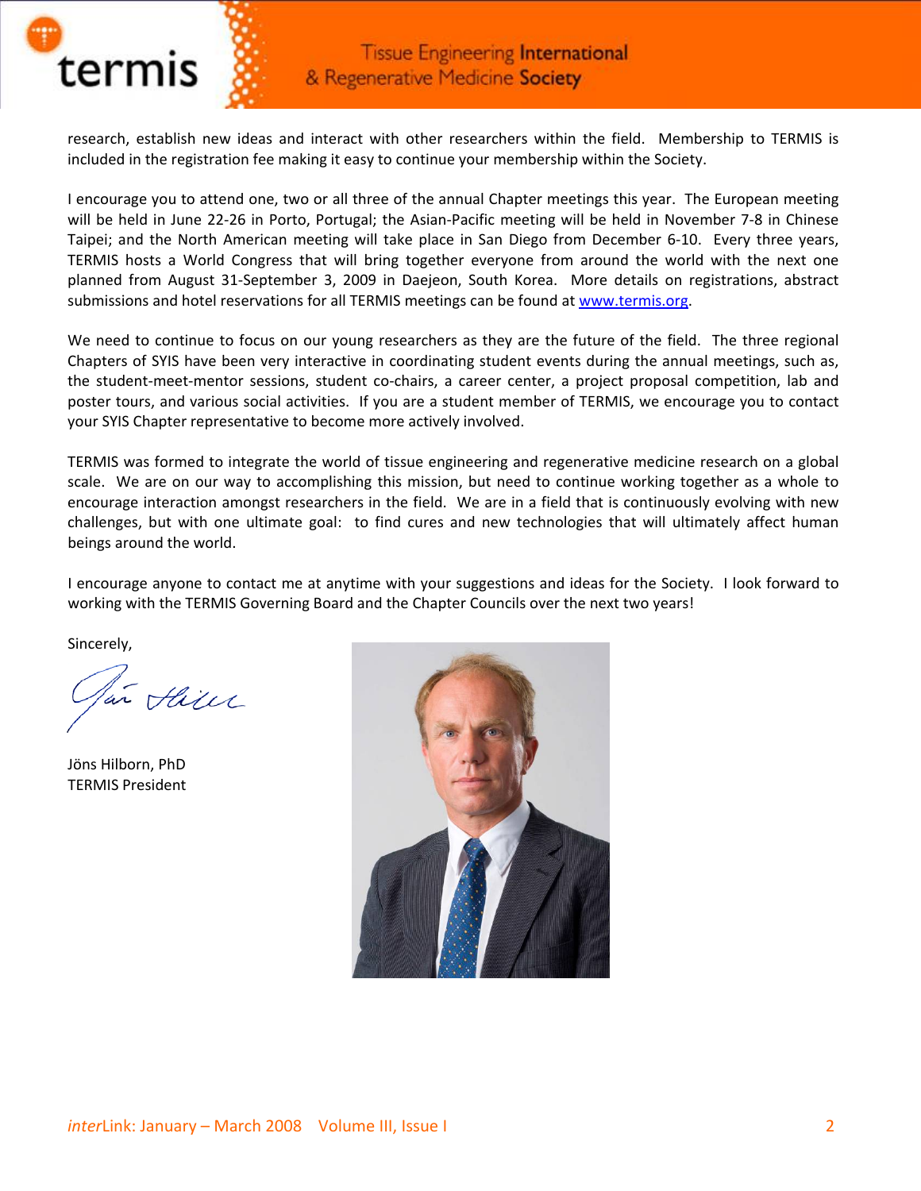research, establish new ideas and interact with other researchers within the field. Membership to TERMIS is included in the registration fee making it easy to continue your membership within the Society.

I encourage you to attend one, two or all three of the annual Chapter meetings this year. The European meeting will be held in June 22-26 in Porto, Portugal; the Asian-Pacific meeting will be held in November 7-8 in Chinese Taipei; and the North American meeting will take place in San Diego from December 6-10. Every three years, TERMIS hosts a World Congress that will bring together everyone from around the world with the next one planned from August 31-September 3, 2009 in Daejeon, South Korea. More details on registrations, abstract submissions and hotel reservations for all TERMIS meetings can be found at [www.termis.org](http://www.termis.org).

We need to continue to focus on our young researchers as they are the future of the field. The three regional Chapters of SYIS have been very interactive in coordinating student events during the annual meetings, such as, the student-meet-mentor sessions, student co-chairs, a career center, a project proposal competition, lab and poster tours, and various social activities. If you are a student member of TERMIS, we encourage you to contact your SYIS Chapter representative to become more actively involved.

TERMIS was formed to integrate the world of tissue engineering and regenerative medicine research on a global scale. We are on our way to accomplishing this mission, but need to continue working together as a whole to encourage interaction amongst researchers in the field. We are in a field that is continuously evolving with new challenges, but with one ultimate goal: to find cures and new technologies that will ultimately affect human beings around the world.

I encourage anyone to contact me at anytime with your suggestions and ideas for the Society. I look forward to working with the TERMIS Governing Board and the Chapter Councils over the next two years!

Sincerely,

Jöns Hilborn, PhD
TERMIS President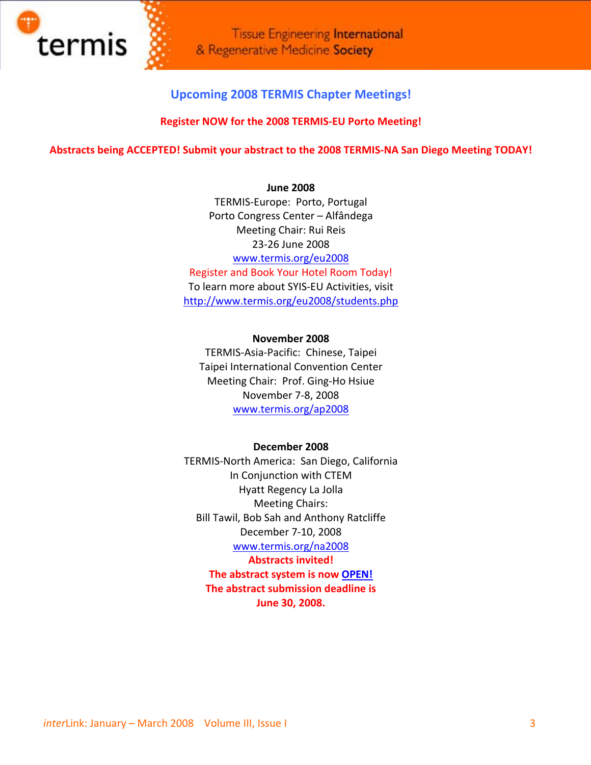## Upcoming 2008 TERMIS Chapter Meetings!

**Register NOW for the 2008 TERMIS-EU Porto Meeting!**

**Abstracts being ACCEPTED! Submit your abstract to the 2008 TERMIS-NA San Diego Meeting TODAY!**

**June 2008**
TERMIS-Europe: Porto, Portugal
Porto Congress Center – Alfândega
Meeting Chair: Rui Reis
23-26 June 2008
www.termis.org/eu2008
Register and Book Your Hotel Room Today!
To learn more about SYIS-EU Activities, visit
http://www.termis.org/eu2008/students.php

**November 2008**
TERMIS-Asia-Pacific: Chinese, Taipei
Taipei International Convention Center
Meeting Chair: Prof. Ging-Ho Hsiue
November 7-8, 2008
www.termis.org/ap2008

**December 2008**
TERMIS-North America: San Diego, California
In Conjunction with CTEM
Hyatt Regency La Jolla
Meeting Chairs:
Bill Tawil, Bob Sah and Anthony Ratcliffe
December 7-10, 2008
www.termis.org/na2008
**Abstracts invited!**
**The abstract system is now OPEN!**
**The abstract submission deadline is June 30, 2008.**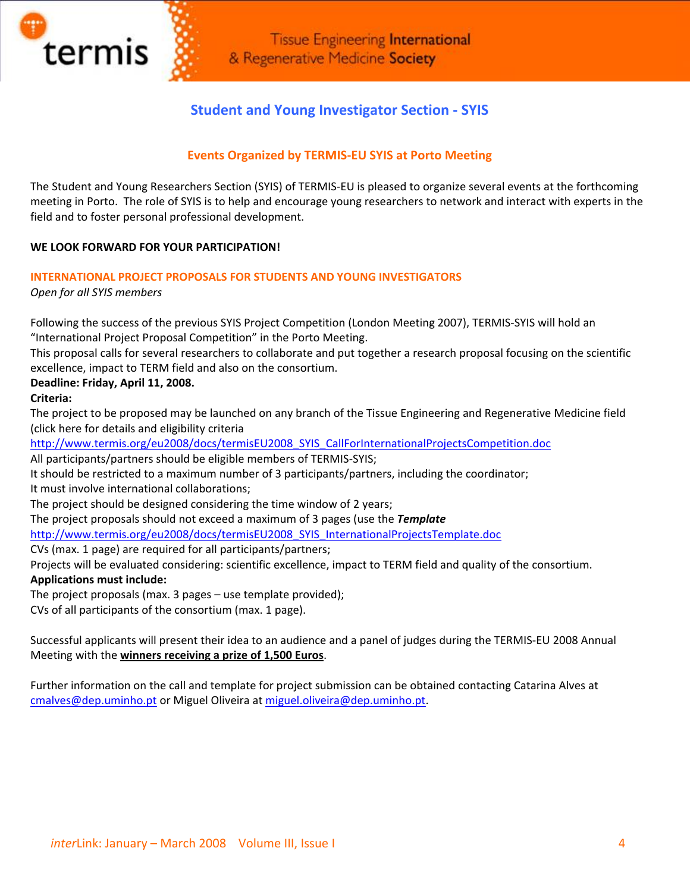## Student and Young Investigator Section - SYIS

### Events Organized by TERMIS-EU SYIS at Porto Meeting

The Student and Young Researchers Section (SYIS) of TERMIS-EU is pleased to organize several events at the forthcoming meeting in Porto. The role of SYIS is to help and encourage young researchers to network and interact with experts in the field and to foster personal professional development.

**WE LOOK FORWARD FOR YOUR PARTICIPATION!**

#### INTERNATIONAL PROJECT PROPOSALS FOR STUDENTS AND YOUNG INVESTIGATORS

*Open for all SYIS members*

Following the success of the previous SYIS Project Competition (London Meeting 2007), TERMIS-SYIS will hold an "International Project Proposal Competition" in the Porto Meeting.
This proposal calls for several researchers to collaborate and put together a research proposal focusing on the scientific excellence, impact to TERM field and also on the consortium.

**Deadline: Friday, April 11, 2008.**

**Criteria:**

The project to be proposed may be launched on any branch of the Tissue Engineering and Regenerative Medicine field (click here for details and eligibility criteria
http://www.termis.org/eu2008/docs/termisEU2008_SYIS_CallForInternationalProjectsCompetition.doc
All participants/partners should be eligible members of TERMIS-SYIS;
It should be restricted to a maximum number of 3 participants/partners, including the coordinator;
It must involve international collaborations;
The project should be designed considering the time window of 2 years;
The project proposals should not exceed a maximum of 3 pages (use the ***Template***
http://www.termis.org/eu2008/docs/termisEU2008_SYIS_InternationalProjectsTemplate.doc
CVs (max. 1 page) are required for all participants/partners;
Projects will be evaluated considering: scientific excellence, impact to TERM field and quality of the consortium.

**Applications must include:**

The project proposals (max. 3 pages – use template provided);
CVs of all participants of the consortium (max. 1 page).

Successful applicants will present their idea to an audience and a panel of judges during the TERMIS-EU 2008 Annual Meeting with the **winners receiving a prize of 1,500 Euros**.

Further information on the call and template for project submission can be obtained contacting Catarina Alves at cmalves@dep.uminho.pt or Miguel Oliveira at miguel.oliveira@dep.uminho.pt.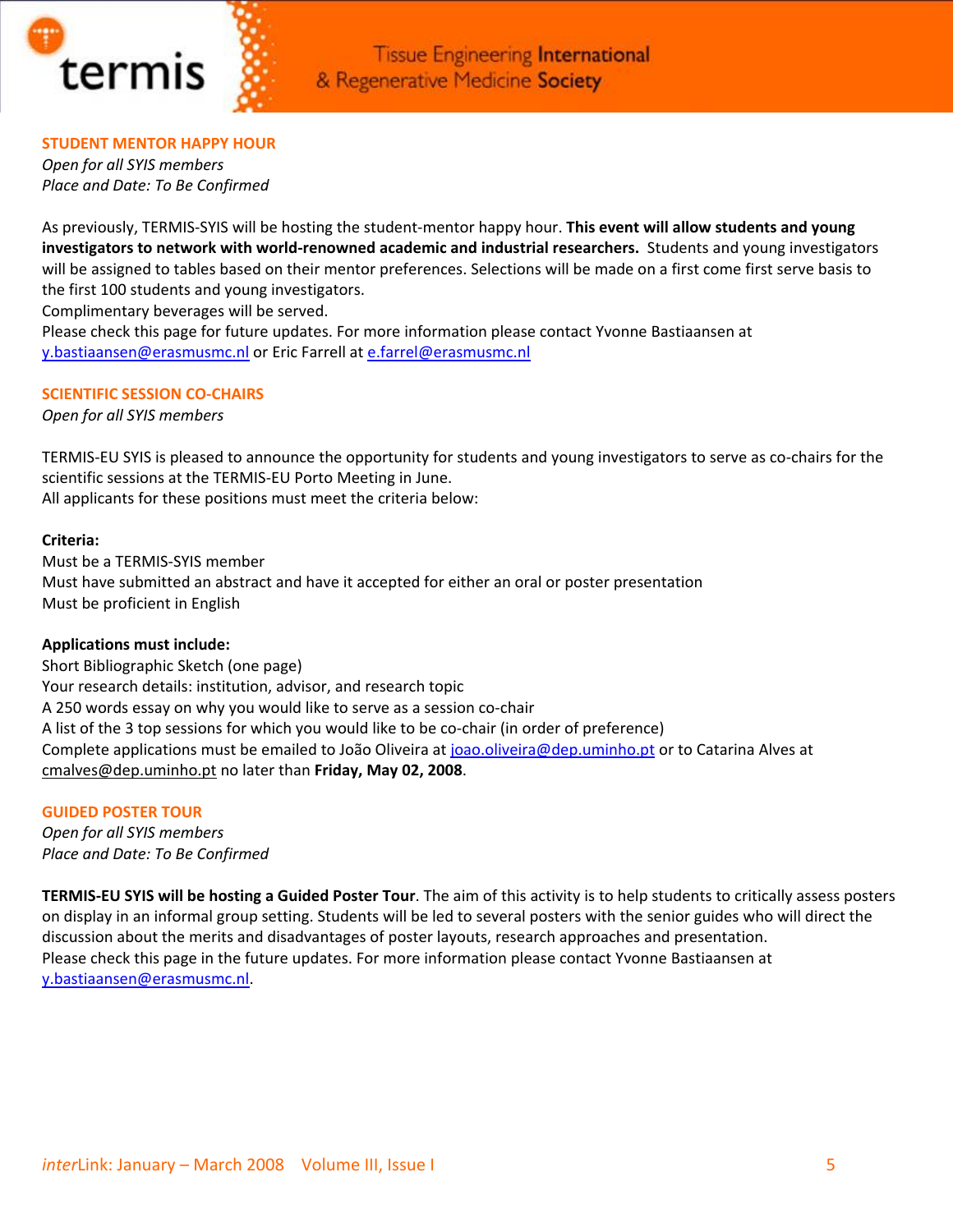## STUDENT MENTOR HAPPY HOUR

*Open for all SYIS members*
*Place and Date: To Be Confirmed*

As previously, TERMIS-SYIS will be hosting the student-mentor happy hour. **This event will allow students and young investigators to network with world-renowned academic and industrial researchers.** Students and young investigators will be assigned to tables based on their mentor preferences. Selections will be made on a first come first serve basis to the first 100 students and young investigators.
Complimentary beverages will be served.
Please check this page for future updates. For more information please contact Yvonne Bastiaansen at y.bastiaansen@erasmusmc.nl or Eric Farrell at e.farrel@erasmusmc.nl

## SCIENTIFIC SESSION CO-CHAIRS

*Open for all SYIS members*

TERMIS-EU SYIS is pleased to announce the opportunity for students and young investigators to serve as co-chairs for the scientific sessions at the TERMIS-EU Porto Meeting in June.
All applicants for these positions must meet the criteria below:

**Criteria:**
Must be a TERMIS-SYIS member
Must have submitted an abstract and have it accepted for either an oral or poster presentation
Must be proficient in English

**Applications must include:**
Short Bibliographic Sketch (one page)
Your research details: institution, advisor, and research topic
A 250 words essay on why you would like to serve as a session co-chair
A list of the 3 top sessions for which you would like to be co-chair (in order of preference)
Complete applications must be emailed to João Oliveira at joao.oliveira@dep.uminho.pt or to Catarina Alves at cmalves@dep.uminho.pt no later than **Friday, May 02, 2008**.

## GUIDED POSTER TOUR

*Open for all SYIS members*
*Place and Date: To Be Confirmed*

**TERMIS-EU SYIS will be hosting a Guided Poster Tour**. The aim of this activity is to help students to critically assess posters on display in an informal group setting. Students will be led to several posters with the senior guides who will direct the discussion about the merits and disadvantages of poster layouts, research approaches and presentation.
Please check this page in the future updates. For more information please contact Yvonne Bastiaansen at y.bastiaansen@erasmusmc.nl.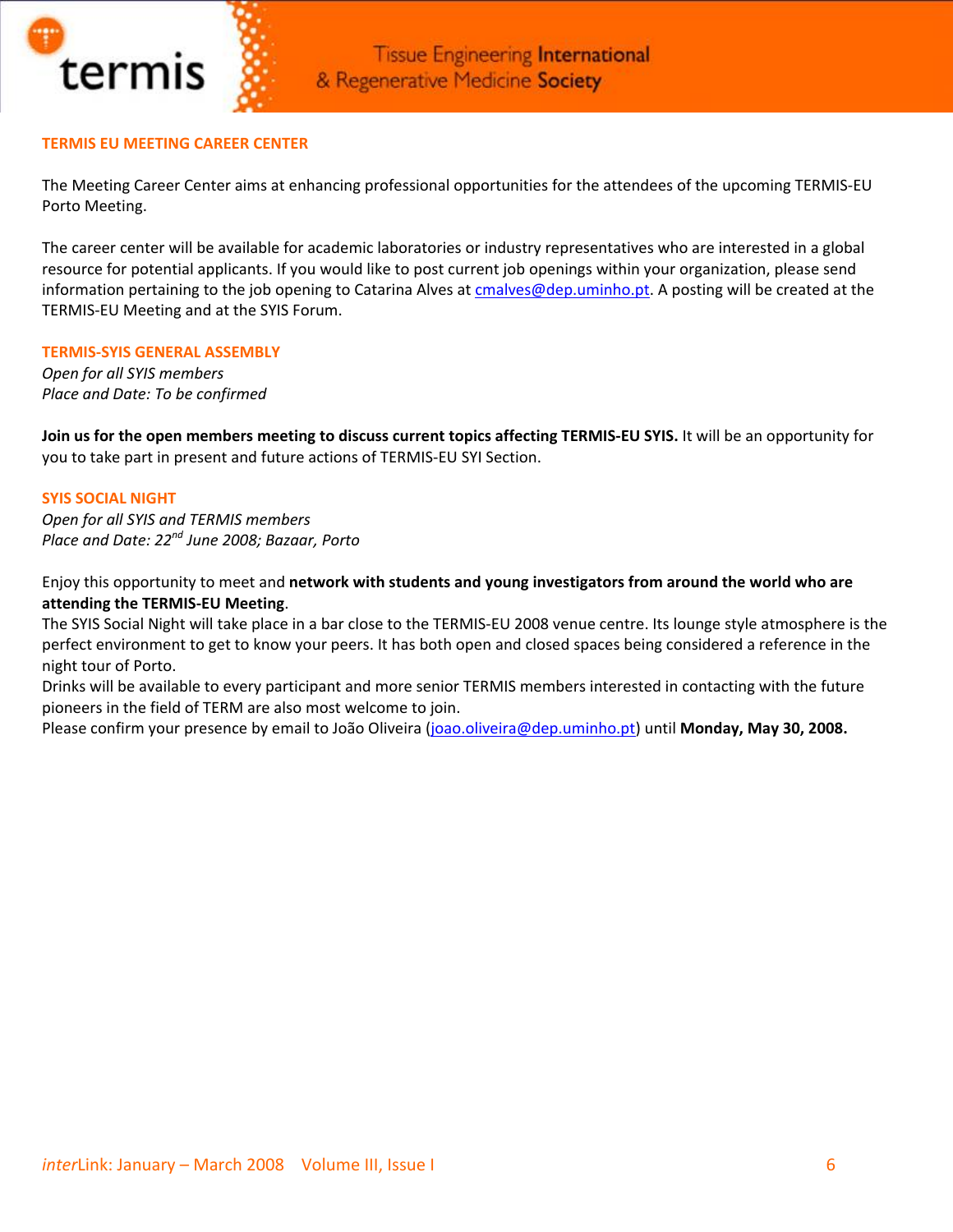## TERMIS EU MEETING CAREER CENTER

The Meeting Career Center aims at enhancing professional opportunities for the attendees of the upcoming TERMIS-EU Porto Meeting.

The career center will be available for academic laboratories or industry representatives who are interested in a global resource for potential applicants. If you would like to post current job openings within your organization, please send information pertaining to the job opening to Catarina Alves at cmalves@dep.uminho.pt. A posting will be created at the TERMIS-EU Meeting and at the SYIS Forum.

## TERMIS-SYIS GENERAL ASSEMBLY

*Open for all SYIS members*
*Place and Date: To be confirmed*

**Join us for the open members meeting to discuss current topics affecting TERMIS-EU SYIS.** It will be an opportunity for you to take part in present and future actions of TERMIS-EU SYI Section.

## SYIS SOCIAL NIGHT

*Open for all SYIS and TERMIS members*
*Place and Date: 22nd June 2008; Bazaar, Porto*

Enjoy this opportunity to meet and **network with students and young investigators from around the world who are attending the TERMIS-EU Meeting**.
The SYIS Social Night will take place in a bar close to the TERMIS-EU 2008 venue centre. Its lounge style atmosphere is the perfect environment to get to know your peers. It has both open and closed spaces being considered a reference in the night tour of Porto.
Drinks will be available to every participant and more senior TERMIS members interested in contacting with the future pioneers in the field of TERM are also most welcome to join.
Please confirm your presence by email to João Oliveira (joao.oliveira@dep.uminho.pt) until **Monday, May 30, 2008.**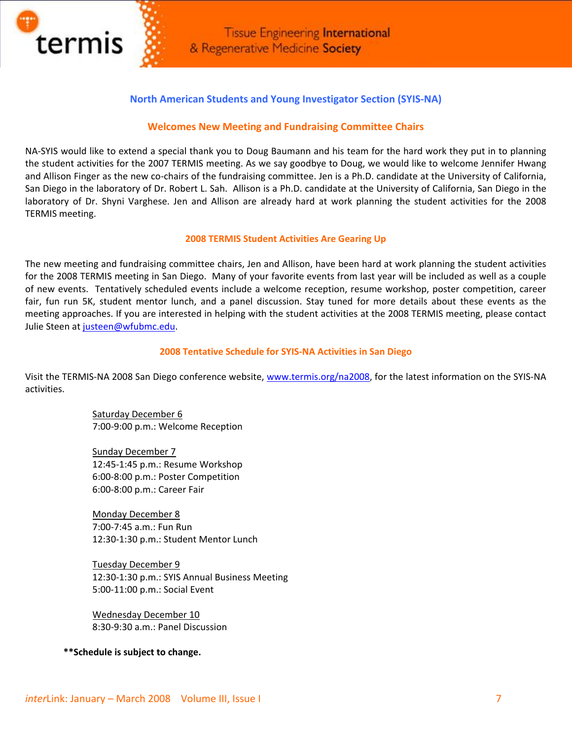## North American Students and Young Investigator Section (SYIS-NA)

### Welcomes New Meeting and Fundraising Committee Chairs

NA-SYIS would like to extend a special thank you to Doug Baumann and his team for the hard work they put in to planning the student activities for the 2007 TERMIS meeting. As we say goodbye to Doug, we would like to welcome Jennifer Hwang and Allison Finger as the new co-chairs of the fundraising committee. Jen is a Ph.D. candidate at the University of California, San Diego in the laboratory of Dr. Robert L. Sah. Allison is a Ph.D. candidate at the University of California, San Diego in the laboratory of Dr. Shyni Varghese. Jen and Allison are already hard at work planning the student activities for the 2008 TERMIS meeting.

### 2008 TERMIS Student Activities Are Gearing Up

The new meeting and fundraising committee chairs, Jen and Allison, have been hard at work planning the student activities for the 2008 TERMIS meeting in San Diego. Many of your favorite events from last year will be included as well as a couple of new events. Tentatively scheduled events include a welcome reception, resume workshop, poster competition, career fair, fun run 5K, student mentor lunch, and a panel discussion. Stay tuned for more details about these events as the meeting approaches. If you are interested in helping with the student activities at the 2008 TERMIS meeting, please contact Julie Steen at justeen@wfubmc.edu.

### 2008 Tentative Schedule for SYIS-NA Activities in San Diego

Visit the TERMIS-NA 2008 San Diego conference website, www.termis.org/na2008, for the latest information on the SYIS-NA activities.

Saturday December 6
7:00-9:00 p.m.: Welcome Reception

Sunday December 7
12:45-1:45 p.m.: Resume Workshop
6:00-8:00 p.m.: Poster Competition
6:00-8:00 p.m.: Career Fair

Monday December 8
7:00-7:45 a.m.: Fun Run
12:30-1:30 p.m.: Student Mentor Lunch

Tuesday December 9
12:30-1:30 p.m.: SYIS Annual Business Meeting
5:00-11:00 p.m.: Social Event

Wednesday December 10
8:30-9:30 a.m.: Panel Discussion

**\*\*Schedule is subject to change.**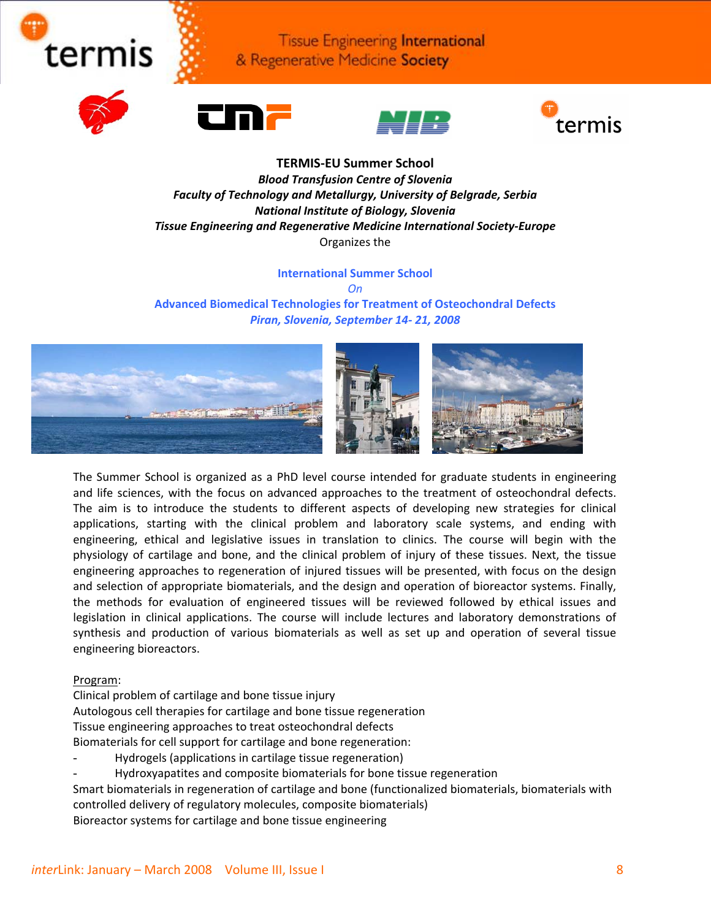**TERMIS-EU Summer School**
***Blood Transfusion Centre of Slovenia***
***Faculty of Technology and Metallurgy, University of Belgrade, Serbia***
***National Institute of Biology, Slovenia***
***Tissue Engineering and Regenerative Medicine International Society-Europe***
Organizes the

## International Summer School
*On*
## Advanced Biomedical Technologies for Treatment of Osteochondral Defects
***Piran, Slovenia, September 14- 21, 2008***

The Summer School is organized as a PhD level course intended for graduate students in engineering and life sciences, with the focus on advanced approaches to the treatment of osteochondral defects. The aim is to introduce the students to different aspects of developing new strategies for clinical applications, starting with the clinical problem and laboratory scale systems, and ending with engineering, ethical and legislative issues in translation to clinics. The course will begin with the physiology of cartilage and bone, and the clinical problem of injury of these tissues. Next, the tissue engineering approaches to regeneration of injured tissues will be presented, with focus on the design and selection of appropriate biomaterials, and the design and operation of bioreactor systems. Finally, the methods for evaluation of engineered tissues will be reviewed followed by ethical issues and legislation in clinical applications. The course will include lectures and laboratory demonstrations of synthesis and production of various biomaterials as well as set up and operation of several tissue engineering bioreactors.

Program:
Clinical problem of cartilage and bone tissue injury
Autologous cell therapies for cartilage and bone tissue regeneration
Tissue engineering approaches to treat osteochondral defects
Biomaterials for cell support for cartilage and bone regeneration:

- Hydrogels (applications in cartilage tissue regeneration)
- Hydroxyapatites and composite biomaterials for bone tissue regeneration

Smart biomaterials in regeneration of cartilage and bone (functionalized biomaterials, biomaterials with controlled delivery of regulatory molecules, composite biomaterials)
Bioreactor systems for cartilage and bone tissue engineering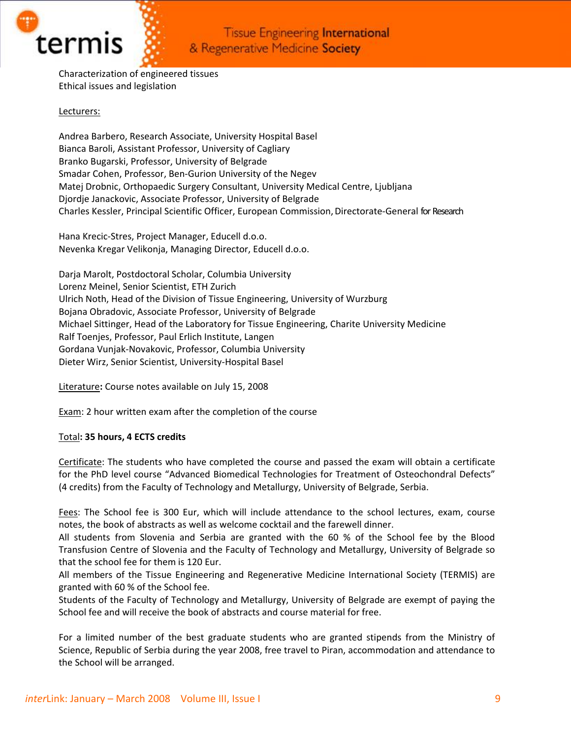Characterization of engineered tissues
Ethical issues and legislation

Lecturers:

Andrea Barbero, Research Associate, University Hospital Basel
Bianca Baroli, Assistant Professor, University of Cagliary
Branko Bugarski, Professor, University of Belgrade
Smadar Cohen, Professor, Ben-Gurion University of the Negev
Matej Drobnic, Orthopaedic Surgery Consultant, University Medical Centre, Ljubljana
Djordje Janackovic, Associate Professor, University of Belgrade
Charles Kessler, Principal Scientific Officer, European Commission, Directorate-General for Research

Hana Krecic-Stres, Project Manager, Educell d.o.o.
Nevenka Kregar Velikonja, Managing Director, Educell d.o.o.

Darja Marolt, Postdoctoral Scholar, Columbia University
Lorenz Meinel, Senior Scientist, ETH Zurich
Ulrich Noth, Head of the Division of Tissue Engineering, University of Wurzburg
Bojana Obradovic, Associate Professor, University of Belgrade
Michael Sittinger, Head of the Laboratory for Tissue Engineering, Charite University Medicine
Ralf Toenjes, Professor, Paul Erlich Institute, Langen
Gordana Vunjak-Novakovic, Professor, Columbia University
Dieter Wirz, Senior Scientist, University-Hospital Basel

Literature**:** Course notes available on July 15, 2008

Exam: 2 hour written exam after the completion of the course

Total**: 35 hours, 4 ECTS credits**

Certificate: The students who have completed the course and passed the exam will obtain a certificate for the PhD level course “Advanced Biomedical Technologies for Treatment of Osteochondral Defects” (4 credits) from the Faculty of Technology and Metallurgy, University of Belgrade, Serbia.

Fees: The School fee is 300 Eur, which will include attendance to the school lectures, exam, course notes, the book of abstracts as well as welcome cocktail and the farewell dinner.
All students from Slovenia and Serbia are granted with the 60 % of the School fee by the Blood Transfusion Centre of Slovenia and the Faculty of Technology and Metallurgy, University of Belgrade so that the school fee for them is 120 Eur.
All members of the Tissue Engineering and Regenerative Medicine International Society (TERMIS) are granted with 60 % of the School fee.
Students of the Faculty of Technology and Metallurgy, University of Belgrade are exempt of paying the School fee and will receive the book of abstracts and course material for free.

For a limited number of the best graduate students who are granted stipends from the Ministry of Science, Republic of Serbia during the year 2008, free travel to Piran, accommodation and attendance to the School will be arranged.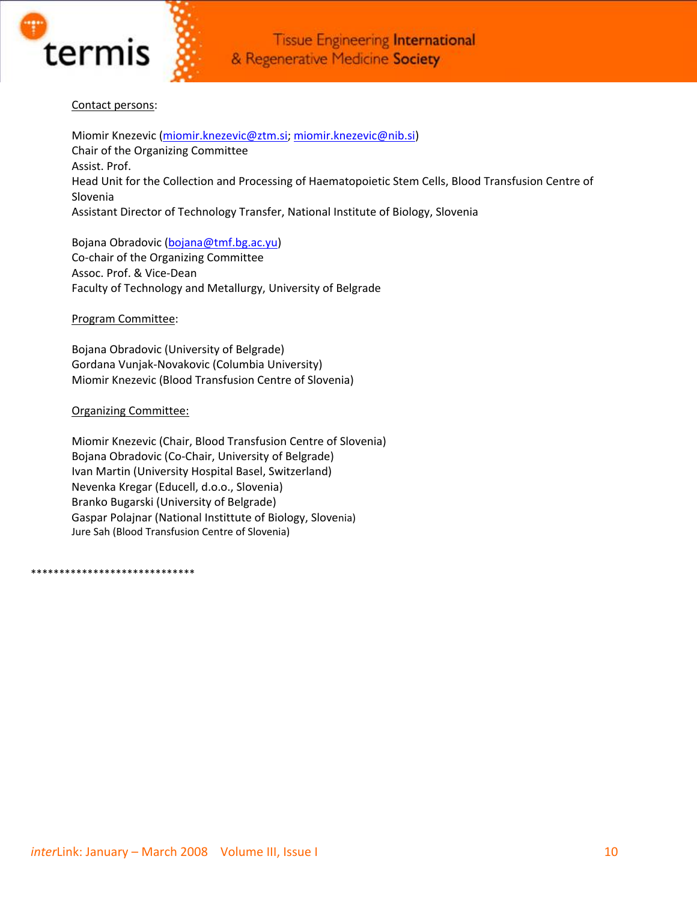Contact persons:

Miomir Knezevic (miomir.knezevic@ztm.si; miomir.knezevic@nib.si)
Chair of the Organizing Committee
Assist. Prof.
Head Unit for the Collection and Processing of Haematopoietic Stem Cells, Blood Transfusion Centre of Slovenia
Assistant Director of Technology Transfer, National Institute of Biology, Slovenia

Bojana Obradovic (bojana@tmf.bg.ac.yu)
Co-chair of the Organizing Committee
Assoc. Prof. & Vice-Dean
Faculty of Technology and Metallurgy, University of Belgrade

Program Committee:

Bojana Obradovic (University of Belgrade)
Gordana Vunjak-Novakovic (Columbia University)
Miomir Knezevic (Blood Transfusion Centre of Slovenia)

Organizing Committee:

Miomir Knezevic (Chair, Blood Transfusion Centre of Slovenia)
Bojana Obradovic (Co-Chair, University of Belgrade)
Ivan Martin (University Hospital Basel, Switzerland)
Nevenka Kregar (Educell, d.o.o., Slovenia)
Branko Bugarski (University of Belgrade)
Gaspar Polajnar (National Instittute of Biology, Slovenia)
Jure Sah (Blood Transfusion Centre of Slovenia)

*****************************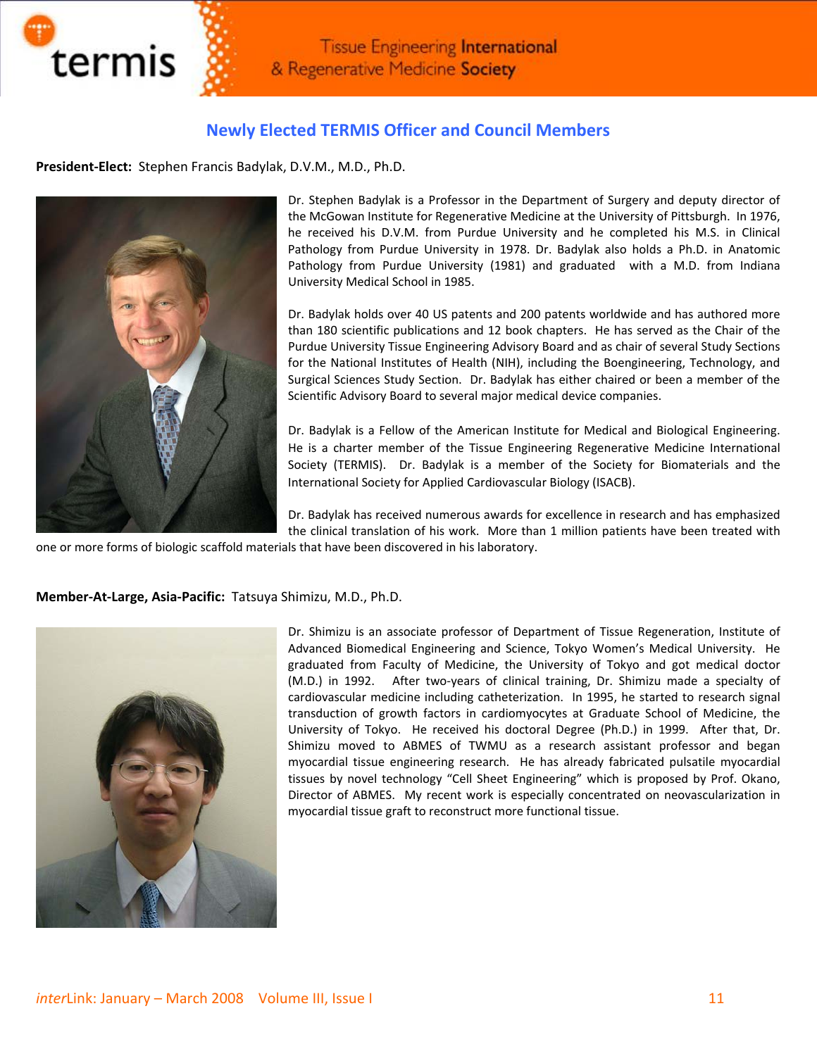## Newly Elected TERMIS Officer and Council Members

**President-Elect:** Stephen Francis Badylak, D.V.M., M.D., Ph.D.

Dr. Stephen Badylak is a Professor in the Department of Surgery and deputy director of the McGowan Institute for Regenerative Medicine at the University of Pittsburgh. In 1976, he received his D.V.M. from Purdue University and he completed his M.S. in Clinical Pathology from Purdue University in 1978. Dr. Badylak also holds a Ph.D. in Anatomic Pathology from Purdue University (1981) and graduated with a M.D. from Indiana University Medical School in 1985.

Dr. Badylak holds over 40 US patents and 200 patents worldwide and has authored more than 180 scientific publications and 12 book chapters. He has served as the Chair of the Purdue University Tissue Engineering Advisory Board and as chair of several Study Sections for the National Institutes of Health (NIH), including the Boengineering, Technology, and Surgical Sciences Study Section. Dr. Badylak has either chaired or been a member of the Scientific Advisory Board to several major medical device companies.

Dr. Badylak is a Fellow of the American Institute for Medical and Biological Engineering. He is a charter member of the Tissue Engineering Regenerative Medicine International Society (TERMIS). Dr. Badylak is a member of the Society for Biomaterials and the International Society for Applied Cardiovascular Biology (ISACB).

Dr. Badylak has received numerous awards for excellence in research and has emphasized the clinical translation of his work. More than 1 million patients have been treated with one or more forms of biologic scaffold materials that have been discovered in his laboratory.

**Member-At-Large, Asia-Pacific:** Tatsuya Shimizu, M.D., Ph.D.

Dr. Shimizu is an associate professor of Department of Tissue Regeneration, Institute of Advanced Biomedical Engineering and Science, Tokyo Women's Medical University. He graduated from Faculty of Medicine, the University of Tokyo and got medical doctor (M.D.) in 1992. After two-years of clinical training, Dr. Shimizu made a specialty of cardiovascular medicine including catheterization. In 1995, he started to research signal transduction of growth factors in cardiomyocytes at Graduate School of Medicine, the University of Tokyo. He received his doctoral Degree (Ph.D.) in 1999. After that, Dr. Shimizu moved to ABMES of TWMU as a research assistant professor and began myocardial tissue engineering research. He has already fabricated pulsatile myocardial tissues by novel technology "Cell Sheet Engineering" which is proposed by Prof. Okano, Director of ABMES. My recent work is especially concentrated on neovascularization in myocardial tissue graft to reconstruct more functional tissue.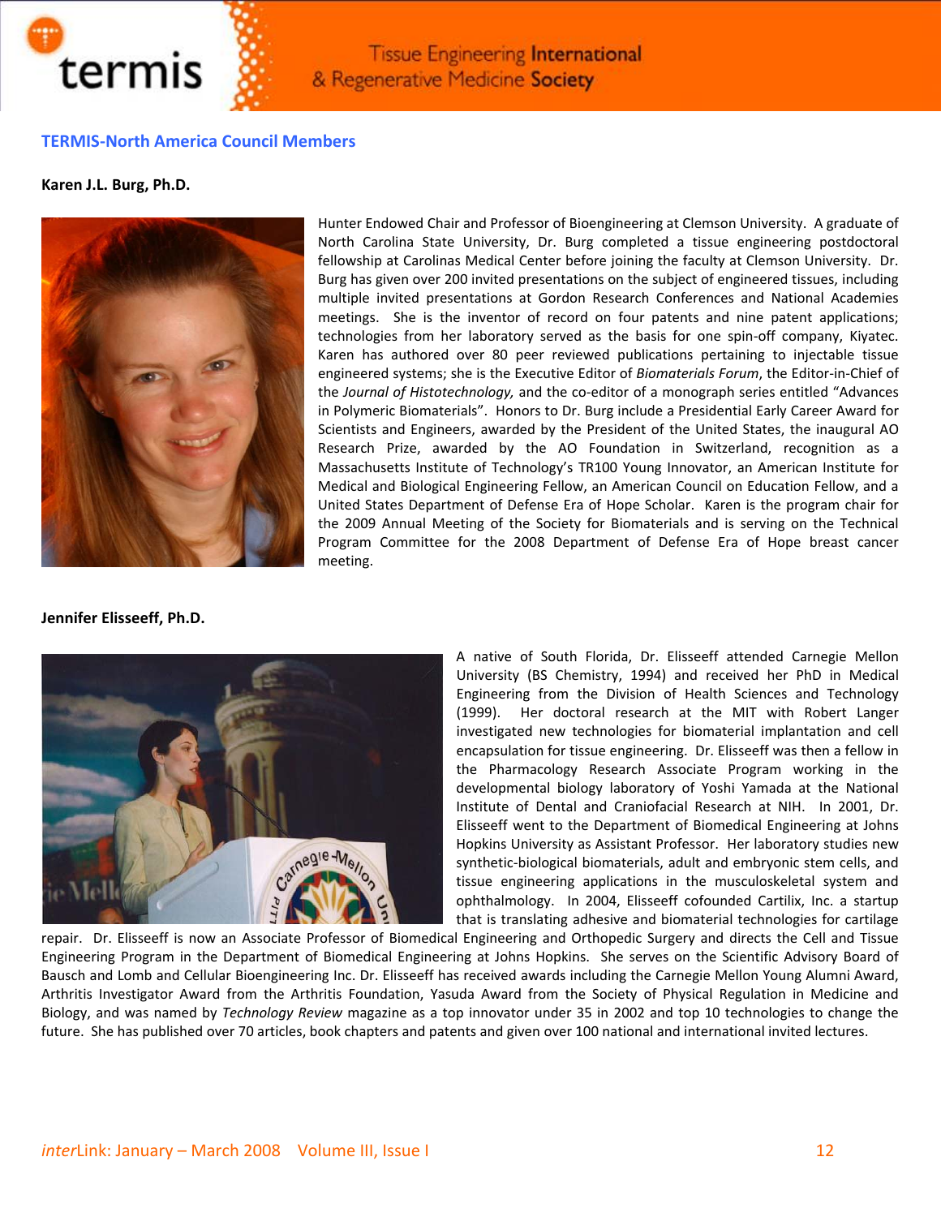## TERMIS-North America Council Members

**Karen J.L. Burg, Ph.D.**

Hunter Endowed Chair and Professor of Bioengineering at Clemson University. A graduate of North Carolina State University, Dr. Burg completed a tissue engineering postdoctoral fellowship at Carolinas Medical Center before joining the faculty at Clemson University. Dr. Burg has given over 200 invited presentations on the subject of engineered tissues, including multiple invited presentations at Gordon Research Conferences and National Academies meetings. She is the inventor of record on four patents and nine patent applications; technologies from her laboratory served as the basis for one spin-off company, Kiyatec. Karen has authored over 80 peer reviewed publications pertaining to injectable tissue engineered systems; she is the Executive Editor of *Biomaterials Forum*, the Editor-in-Chief of the *Journal of Histotechnology,* and the co-editor of a monograph series entitled "Advances in Polymeric Biomaterials". Honors to Dr. Burg include a Presidential Early Career Award for Scientists and Engineers, awarded by the President of the United States, the inaugural AO Research Prize, awarded by the AO Foundation in Switzerland, recognition as a Massachusetts Institute of Technology's TR100 Young Innovator, an American Institute for Medical and Biological Engineering Fellow, an American Council on Education Fellow, and a United States Department of Defense Era of Hope Scholar. Karen is the program chair for the 2009 Annual Meeting of the Society for Biomaterials and is serving on the Technical Program Committee for the 2008 Department of Defense Era of Hope breast cancer meeting.

**Jennifer Elisseeff, Ph.D.**

A native of South Florida, Dr. Elisseeff attended Carnegie Mellon University (BS Chemistry, 1994) and received her PhD in Medical Engineering from the Division of Health Sciences and Technology (1999). Her doctoral research at the MIT with Robert Langer investigated new technologies for biomaterial implantation and cell encapsulation for tissue engineering. Dr. Elisseeff was then a fellow in the Pharmacology Research Associate Program working in the developmental biology laboratory of Yoshi Yamada at the National Institute of Dental and Craniofacial Research at NIH. In 2001, Dr. Elisseeff went to the Department of Biomedical Engineering at Johns Hopkins University as Assistant Professor. Her laboratory studies new synthetic-biological biomaterials, adult and embryonic stem cells, and tissue engineering applications in the musculoskeletal system and ophthalmology. In 2004, Elisseeff cofounded Cartilix, Inc. a startup that is translating adhesive and biomaterial technologies for cartilage repair. Dr. Elisseeff is now an Associate Professor of Biomedical Engineering and Orthopedic Surgery and directs the Cell and Tissue Engineering Program in the Department of Biomedical Engineering at Johns Hopkins. She serves on the Scientific Advisory Board of Bausch and Lomb and Cellular Bioengineering Inc. Dr. Elisseeff has received awards including the Carnegie Mellon Young Alumni Award, Arthritis Investigator Award from the Arthritis Foundation, Yasuda Award from the Society of Physical Regulation in Medicine and Biology, and was named by *Technology Review* magazine as a top innovator under 35 in 2002 and top 10 technologies to change the future. She has published over 70 articles, book chapters and patents and given over 100 national and international invited lectures.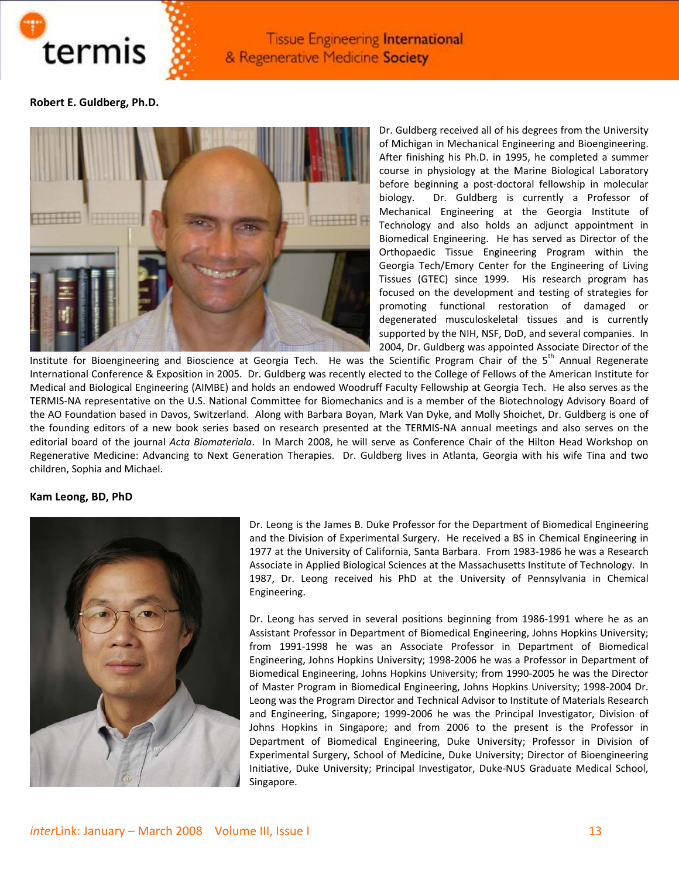**Robert E. Guldberg, Ph.D.**

Dr. Guldberg received all of his degrees from the University of Michigan in Mechanical Engineering and Bioengineering. After finishing his Ph.D. in 1995, he completed a summer course in physiology at the Marine Biological Laboratory before beginning a post-doctoral fellowship in molecular biology. Dr. Guldberg is currently a Professor of Mechanical Engineering at the Georgia Institute of Technology and also holds an adjunct appointment in Biomedical Engineering. He has served as Director of the Orthopaedic Tissue Engineering Program within the Georgia Tech/Emory Center for the Engineering of Living Tissues (GTEC) since 1999. His research program has focused on the development and testing of strategies for promoting functional restoration of damaged or degenerated musculoskeletal tissues and is currently supported by the NIH, NSF, DoD, and several companies. In 2004, Dr. Guldberg was appointed Associate Director of the Institute for Bioengineering and Bioscience at Georgia Tech. He was the Scientific Program Chair of the 5th Annual Regenerate International Conference & Exposition in 2005. Dr. Guldberg was recently elected to the College of Fellows of the American Institute for Medical and Biological Engineering (AIMBE) and holds an endowed Woodruff Faculty Fellowship at Georgia Tech. He also serves as the TERMIS-NA representative on the U.S. National Committee for Biomechanics and is a member of the Biotechnology Advisory Board of the AO Foundation based in Davos, Switzerland. Along with Barbara Boyan, Mark Van Dyke, and Molly Shoichet, Dr. Guldberg is one of the founding editors of a new book series based on research presented at the TERMIS-NA annual meetings and also serves on the editorial board of the journal *Acta Biomateriala*. In March 2008, he will serve as Conference Chair of the Hilton Head Workshop on Regenerative Medicine: Advancing to Next Generation Therapies. Dr. Guldberg lives in Atlanta, Georgia with his wife Tina and two children, Sophia and Michael.

**Kam Leong, BD, PhD**

Dr. Leong is the James B. Duke Professor for the Department of Biomedical Engineering and the Division of Experimental Surgery. He received a BS in Chemical Engineering in 1977 at the University of California, Santa Barbara. From 1983-1986 he was a Research Associate in Applied Biological Sciences at the Massachusetts Institute of Technology. In 1987, Dr. Leong received his PhD at the University of Pennsylvania in Chemical Engineering.

Dr. Leong has served in several positions beginning from 1986-1991 where he as an Assistant Professor in Department of Biomedical Engineering, Johns Hopkins University; from 1991-1998 he was an Associate Professor in Department of Biomedical Engineering, Johns Hopkins University; 1998-2006 he was a Professor in Department of Biomedical Engineering, Johns Hopkins University; from 1990-2005 he was the Director of Master Program in Biomedical Engineering, Johns Hopkins University; 1998-2004 Dr. Leong was the Program Director and Technical Advisor to Institute of Materials Research and Engineering, Singapore; 1999-2006 he was the Principal Investigator, Division of Johns Hopkins in Singapore; and from 2006 to the present is the Professor in Department of Biomedical Engineering, Duke University; Professor in Division of Experimental Surgery, School of Medicine, Duke University; Director of Bioengineering Initiative, Duke University; Principal Investigator, Duke-NUS Graduate Medical School, Singapore.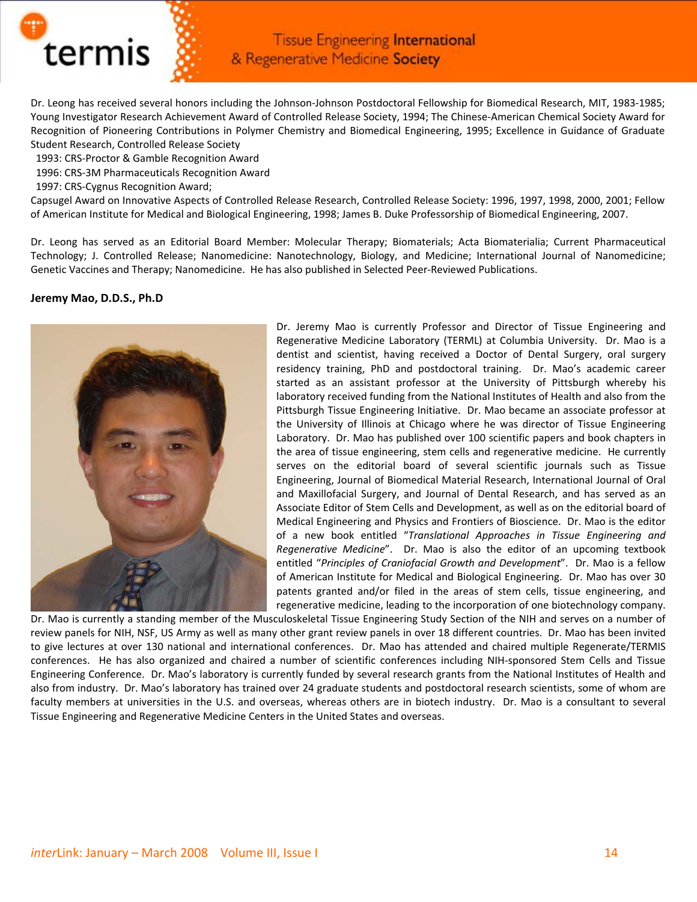Dr. Leong has received several honors including the Johnson-Johnson Postdoctoral Fellowship for Biomedical Research, MIT, 1983-1985; Young Investigator Research Achievement Award of Controlled Release Society, 1994; The Chinese-American Chemical Society Award for Recognition of Pioneering Contributions in Polymer Chemistry and Biomedical Engineering, 1995; Excellence in Guidance of Graduate Student Research, Controlled Release Society

1993: CRS-Proctor & Gamble Recognition Award
1996: CRS-3M Pharmaceuticals Recognition Award
1997: CRS-Cygnus Recognition Award;

Capsugel Award on Innovative Aspects of Controlled Release Research, Controlled Release Society: 1996, 1997, 1998, 2000, 2001; Fellow of American Institute for Medical and Biological Engineering, 1998; James B. Duke Professorship of Biomedical Engineering, 2007.

Dr. Leong has served as an Editorial Board Member: Molecular Therapy; Biomaterials; Acta Biomaterialia; Current Pharmaceutical Technology; J. Controlled Release; Nanomedicine: Nanotechnology, Biology, and Medicine; International Journal of Nanomedicine; Genetic Vaccines and Therapy; Nanomedicine. He has also published in Selected Peer-Reviewed Publications.

**Jeremy Mao, D.D.S., Ph.D**

Dr. Jeremy Mao is currently Professor and Director of Tissue Engineering and Regenerative Medicine Laboratory (TERML) at Columbia University. Dr. Mao is a dentist and scientist, having received a Doctor of Dental Surgery, oral surgery residency training, PhD and postdoctoral training. Dr. Mao's academic career started as an assistant professor at the University of Pittsburgh whereby his laboratory received funding from the National Institutes of Health and also from the Pittsburgh Tissue Engineering Initiative. Dr. Mao became an associate professor at the University of Illinois at Chicago where he was director of Tissue Engineering Laboratory. Dr. Mao has published over 100 scientific papers and book chapters in the area of tissue engineering, stem cells and regenerative medicine. He currently serves on the editorial board of several scientific journals such as Tissue Engineering, Journal of Biomedical Material Research, International Journal of Oral and Maxillofacial Surgery, and Journal of Dental Research, and has served as an Associate Editor of Stem Cells and Development, as well as on the editorial board of Medical Engineering and Physics and Frontiers of Bioscience. Dr. Mao is the editor of a new book entitled "*Translational Approaches in Tissue Engineering and Regenerative Medicine*". Dr. Mao is also the editor of an upcoming textbook entitled "*Principles of Craniofacial Growth and Development*". Dr. Mao is a fellow of American Institute for Medical and Biological Engineering. Dr. Mao has over 30 patents granted and/or filed in the areas of stem cells, tissue engineering, and regenerative medicine, leading to the incorporation of one biotechnology company. Dr. Mao is currently a standing member of the Musculoskeletal Tissue Engineering Study Section of the NIH and serves on a number of review panels for NIH, NSF, US Army as well as many other grant review panels in over 18 different countries. Dr. Mao has been invited to give lectures at over 130 national and international conferences. Dr. Mao has attended and chaired multiple Regenerate/TERMIS conferences. He has also organized and chaired a number of scientific conferences including NIH-sponsored Stem Cells and Tissue Engineering Conference. Dr. Mao's laboratory is currently funded by several research grants from the National Institutes of Health and also from industry. Dr. Mao's laboratory has trained over 24 graduate students and postdoctoral research scientists, some of whom are faculty members at universities in the U.S. and overseas, whereas others are in biotech industry. Dr. Mao is a consultant to several Tissue Engineering and Regenerative Medicine Centers in the United States and overseas.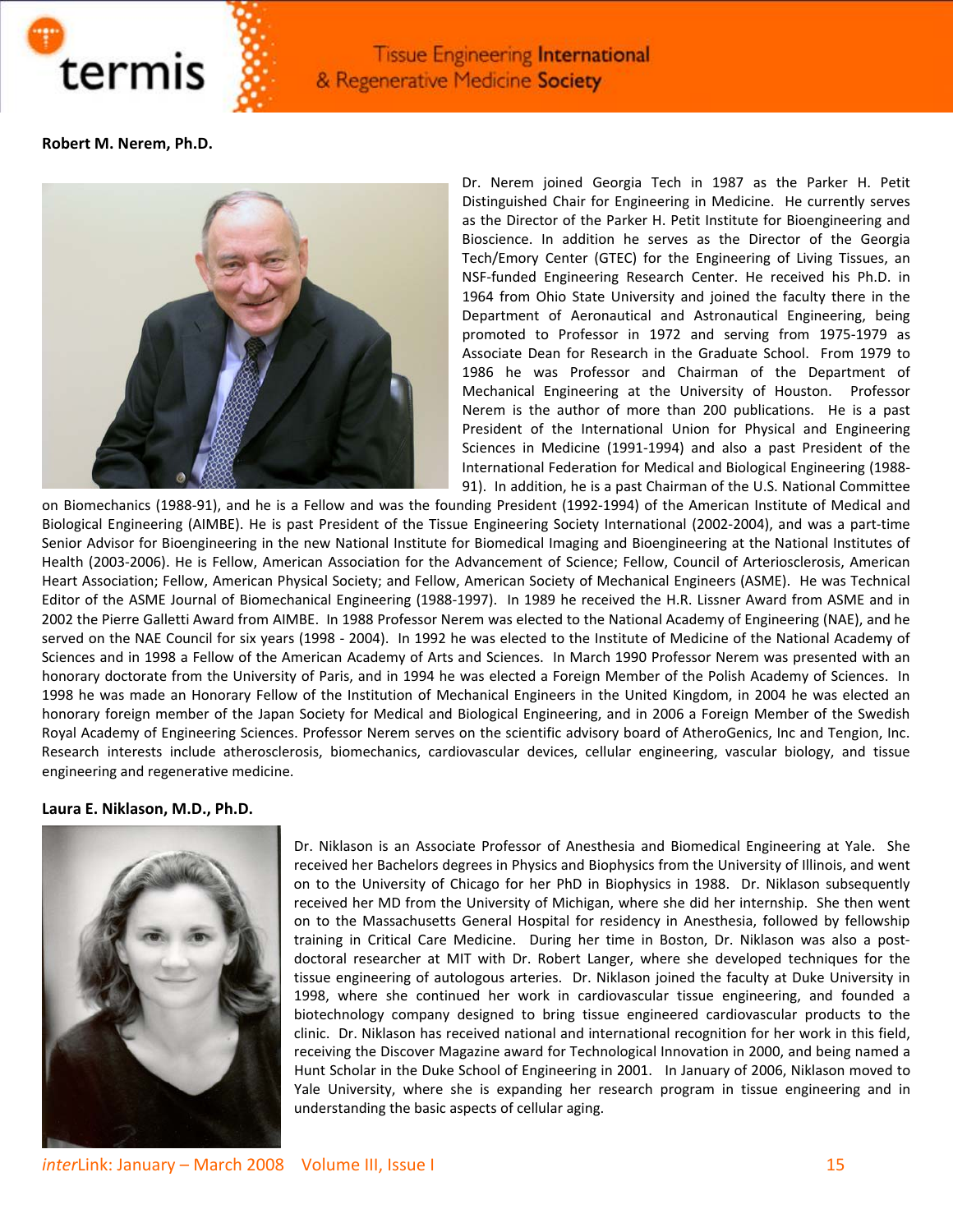**Robert M. Nerem, Ph.D.**

Dr. Nerem joined Georgia Tech in 1987 as the Parker H. Petit Distinguished Chair for Engineering in Medicine. He currently serves as the Director of the Parker H. Petit Institute for Bioengineering and Bioscience. In addition he serves as the Director of the Georgia Tech/Emory Center (GTEC) for the Engineering of Living Tissues, an NSF-funded Engineering Research Center. He received his Ph.D. in 1964 from Ohio State University and joined the faculty there in the Department of Aeronautical and Astronautical Engineering, being promoted to Professor in 1972 and serving from 1975-1979 as Associate Dean for Research in the Graduate School. From 1979 to 1986 he was Professor and Chairman of the Department of Mechanical Engineering at the University of Houston. Professor Nerem is the author of more than 200 publications. He is a past President of the International Union for Physical and Engineering Sciences in Medicine (1991-1994) and also a past President of the International Federation for Medical and Biological Engineering (1988-91). In addition, he is a past Chairman of the U.S. National Committee on Biomechanics (1988-91), and he is a Fellow and was the founding President (1992-1994) of the American Institute of Medical and Biological Engineering (AIMBE). He is past President of the Tissue Engineering Society International (2002-2004), and was a part-time Senior Advisor for Bioengineering in the new National Institute for Biomedical Imaging and Bioengineering at the National Institutes of Health (2003-2006). He is Fellow, American Association for the Advancement of Science; Fellow, Council of Arteriosclerosis, American Heart Association; Fellow, American Physical Society; and Fellow, American Society of Mechanical Engineers (ASME). He was Technical Editor of the ASME Journal of Biomechanical Engineering (1988-1997). In 1989 he received the H.R. Lissner Award from ASME and in 2002 the Pierre Galletti Award from AIMBE. In 1988 Professor Nerem was elected to the National Academy of Engineering (NAE), and he served on the NAE Council for six years (1998 - 2004). In 1992 he was elected to the Institute of Medicine of the National Academy of Sciences and in 1998 a Fellow of the American Academy of Arts and Sciences. In March 1990 Professor Nerem was presented with an honorary doctorate from the University of Paris, and in 1994 he was elected a Foreign Member of the Polish Academy of Sciences. In 1998 he was made an Honorary Fellow of the Institution of Mechanical Engineers in the United Kingdom, in 2004 he was elected an honorary foreign member of the Japan Society for Medical and Biological Engineering, and in 2006 a Foreign Member of the Swedish Royal Academy of Engineering Sciences. Professor Nerem serves on the scientific advisory board of AtheroGenics, Inc and Tengion, Inc. Research interests include atherosclerosis, biomechanics, cardiovascular devices, cellular engineering, vascular biology, and tissue engineering and regenerative medicine.

**Laura E. Niklason, M.D., Ph.D.**

Dr. Niklason is an Associate Professor of Anesthesia and Biomedical Engineering at Yale. She received her Bachelors degrees in Physics and Biophysics from the University of Illinois, and went on to the University of Chicago for her PhD in Biophysics in 1988. Dr. Niklason subsequently received her MD from the University of Michigan, where she did her internship. She then went on to the Massachusetts General Hospital for residency in Anesthesia, followed by fellowship training in Critical Care Medicine. During her time in Boston, Dr. Niklason was also a post-doctoral researcher at MIT with Dr. Robert Langer, where she developed techniques for the tissue engineering of autologous arteries. Dr. Niklason joined the faculty at Duke University in 1998, where she continued her work in cardiovascular tissue engineering, and founded a biotechnology company designed to bring tissue engineered cardiovascular products to the clinic. Dr. Niklason has received national and international recognition for her work in this field, receiving the Discover Magazine award for Technological Innovation in 2000, and being named a Hunt Scholar in the Duke School of Engineering in 2001. In January of 2006, Niklason moved to Yale University, where she is expanding her research program in tissue engineering and in understanding the basic aspects of cellular aging.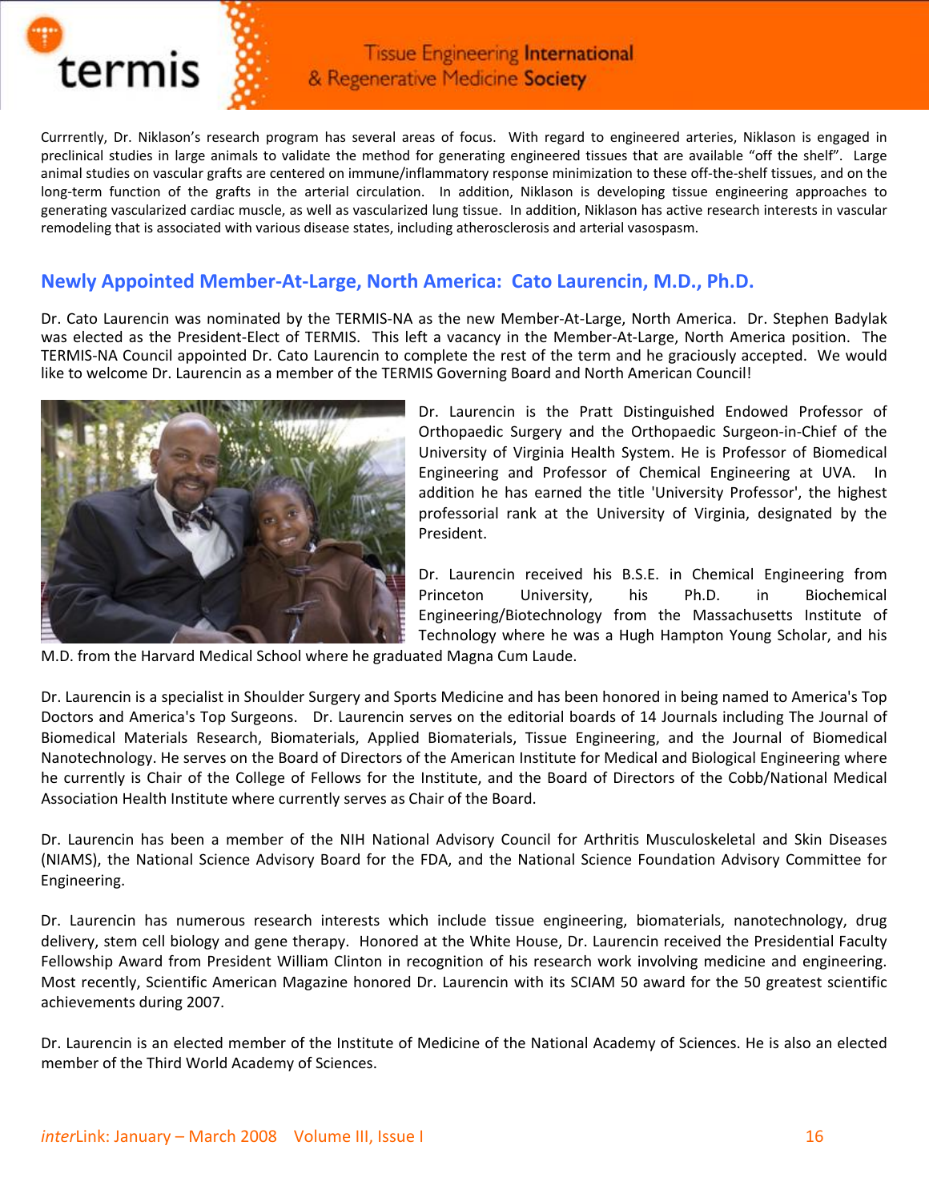Currrently, Dr. Niklason's research program has several areas of focus. With regard to engineered arteries, Niklason is engaged in preclinical studies in large animals to validate the method for generating engineered tissues that are available "off the shelf". Large animal studies on vascular grafts are centered on immune/inflammatory response minimization to these off-the-shelf tissues, and on the long-term function of the grafts in the arterial circulation. In addition, Niklason is developing tissue engineering approaches to generating vascularized cardiac muscle, as well as vascularized lung tissue. In addition, Niklason has active research interests in vascular remodeling that is associated with various disease states, including atherosclerosis and arterial vasospasm.

## Newly Appointed Member-At-Large, North America: Cato Laurencin, M.D., Ph.D.

Dr. Cato Laurencin was nominated by the TERMIS-NA as the new Member-At-Large, North America. Dr. Stephen Badylak was elected as the President-Elect of TERMIS. This left a vacancy in the Member-At-Large, North America position. The TERMIS-NA Council appointed Dr. Cato Laurencin to complete the rest of the term and he graciously accepted. We would like to welcome Dr. Laurencin as a member of the TERMIS Governing Board and North American Council!

Dr. Laurencin is the Pratt Distinguished Endowed Professor of Orthopaedic Surgery and the Orthopaedic Surgeon-in-Chief of the University of Virginia Health System. He is Professor of Biomedical Engineering and Professor of Chemical Engineering at UVA. In addition he has earned the title 'University Professor', the highest professorial rank at the University of Virginia, designated by the President.

Dr. Laurencin received his B.S.E. in Chemical Engineering from Princeton University, his Ph.D. in Biochemical Engineering/Biotechnology from the Massachusetts Institute of Technology where he was a Hugh Hampton Young Scholar, and his M.D. from the Harvard Medical School where he graduated Magna Cum Laude.

Dr. Laurencin is a specialist in Shoulder Surgery and Sports Medicine and has been honored in being named to America's Top Doctors and America's Top Surgeons. Dr. Laurencin serves on the editorial boards of 14 Journals including The Journal of Biomedical Materials Research, Biomaterials, Applied Biomaterials, Tissue Engineering, and the Journal of Biomedical Nanotechnology. He serves on the Board of Directors of the American Institute for Medical and Biological Engineering where he currently is Chair of the College of Fellows for the Institute, and the Board of Directors of the Cobb/National Medical Association Health Institute where currently serves as Chair of the Board.

Dr. Laurencin has been a member of the NIH National Advisory Council for Arthritis Musculoskeletal and Skin Diseases (NIAMS), the National Science Advisory Board for the FDA, and the National Science Foundation Advisory Committee for Engineering.

Dr. Laurencin has numerous research interests which include tissue engineering, biomaterials, nanotechnology, drug delivery, stem cell biology and gene therapy. Honored at the White House, Dr. Laurencin received the Presidential Faculty Fellowship Award from President William Clinton in recognition of his research work involving medicine and engineering. Most recently, Scientific American Magazine honored Dr. Laurencin with its SCIAM 50 award for the 50 greatest scientific achievements during 2007.

Dr. Laurencin is an elected member of the Institute of Medicine of the National Academy of Sciences. He is also an elected member of the Third World Academy of Sciences.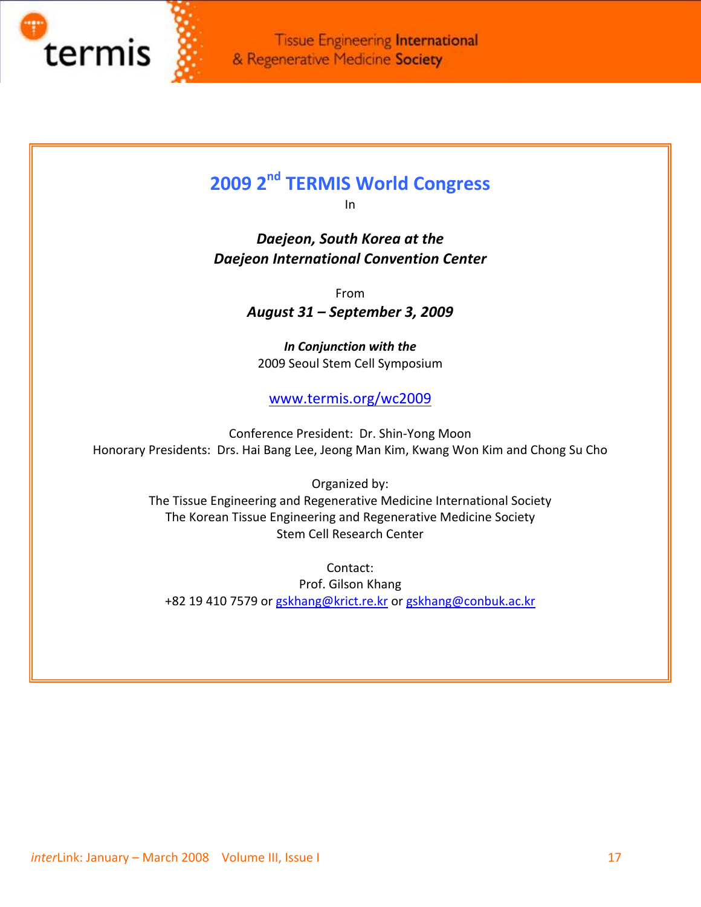# 2009 2nd TERMIS World Congress

In

***Daejeon, South Korea at the Daejeon International Convention Center***

From

***August 31 – September 3, 2009***

***In Conjunction with the***
2009 Seoul Stem Cell Symposium

www.termis.org/wc2009

Conference President: Dr. Shin-Yong Moon
Honorary Presidents: Drs. Hai Bang Lee, Jeong Man Kim, Kwang Won Kim and Chong Su Cho

Organized by:
The Tissue Engineering and Regenerative Medicine International Society
The Korean Tissue Engineering and Regenerative Medicine Society
Stem Cell Research Center

Contact:
Prof. Gilson Khang
+82 19 410 7579 or gskhang@krict.re.kr or gskhang@conbuk.ac.kr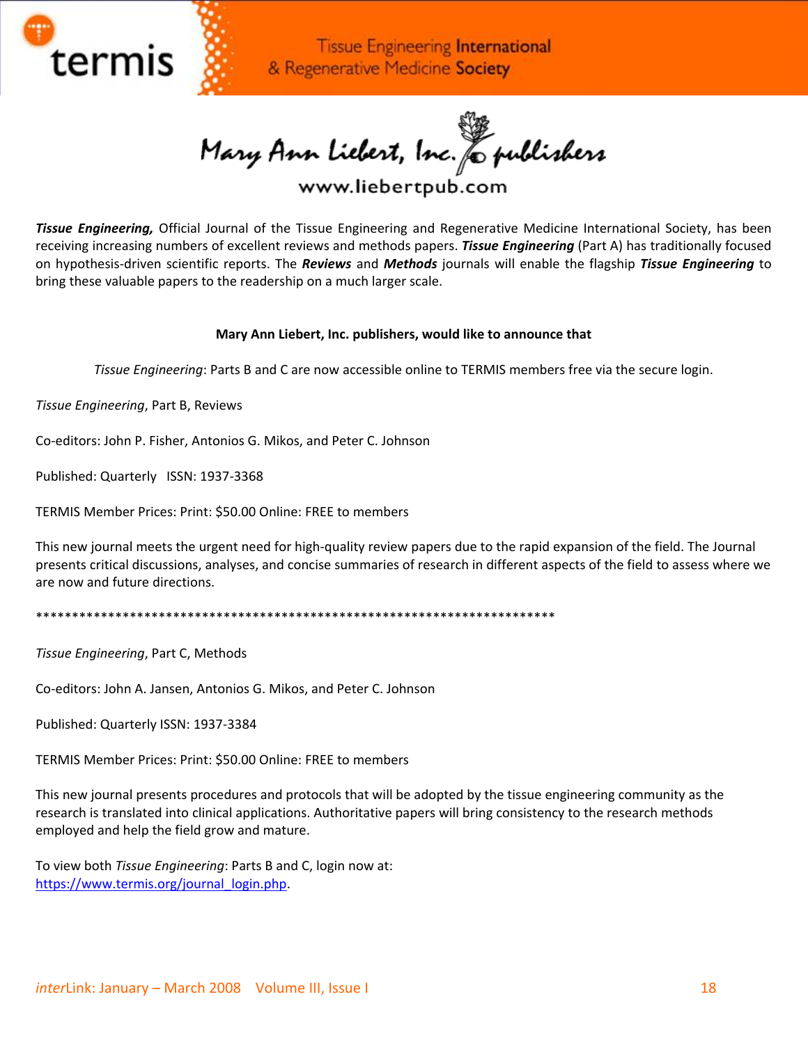termis

Tissue Engineering **International** & Regenerative Medicine **Society**

Mary Ann Liebert, Inc. publishers

www.liebertpub.com

***Tissue Engineering,*** Official Journal of the Tissue Engineering and Regenerative Medicine International Society, has been receiving increasing numbers of excellent reviews and methods papers. ***Tissue Engineering*** (Part A) has traditionally focused on hypothesis-driven scientific reports. The ***Reviews*** and ***Methods*** journals will enable the flagship ***Tissue Engineering*** to bring these valuable papers to the readership on a much larger scale.

**Mary Ann Liebert, Inc. publishers, would like to announce that**

*Tissue Engineering*: Parts B and C are now accessible online to TERMIS members free via the secure login.

*Tissue Engineering*, Part B, Reviews

Co-editors: John P. Fisher, Antonios G. Mikos, and Peter C. Johnson

Published: Quarterly   ISSN: 1937-3368

TERMIS Member Prices: Print: $50.00 Online: FREE to members

This new journal meets the urgent need for high-quality review papers due to the rapid expansion of the field. The Journal presents critical discussions, analyses, and concise summaries of research in different aspects of the field to assess where we are now and future directions.

*************************************************************************

*Tissue Engineering*, Part C, Methods

Co-editors: John A. Jansen, Antonios G. Mikos, and Peter C. Johnson

Published: Quarterly ISSN: 1937-3384

TERMIS Member Prices: Print: $50.00 Online: FREE to members

This new journal presents procedures and protocols that will be adopted by the tissue engineering community as the research is translated into clinical applications. Authoritative papers will bring consistency to the research methods employed and help the field grow and mature.

To view both *Tissue Engineering*: Parts B and C, login now at:
[https://www.termis.org/journal_login.php](https://www.termis.org/journal_login.php).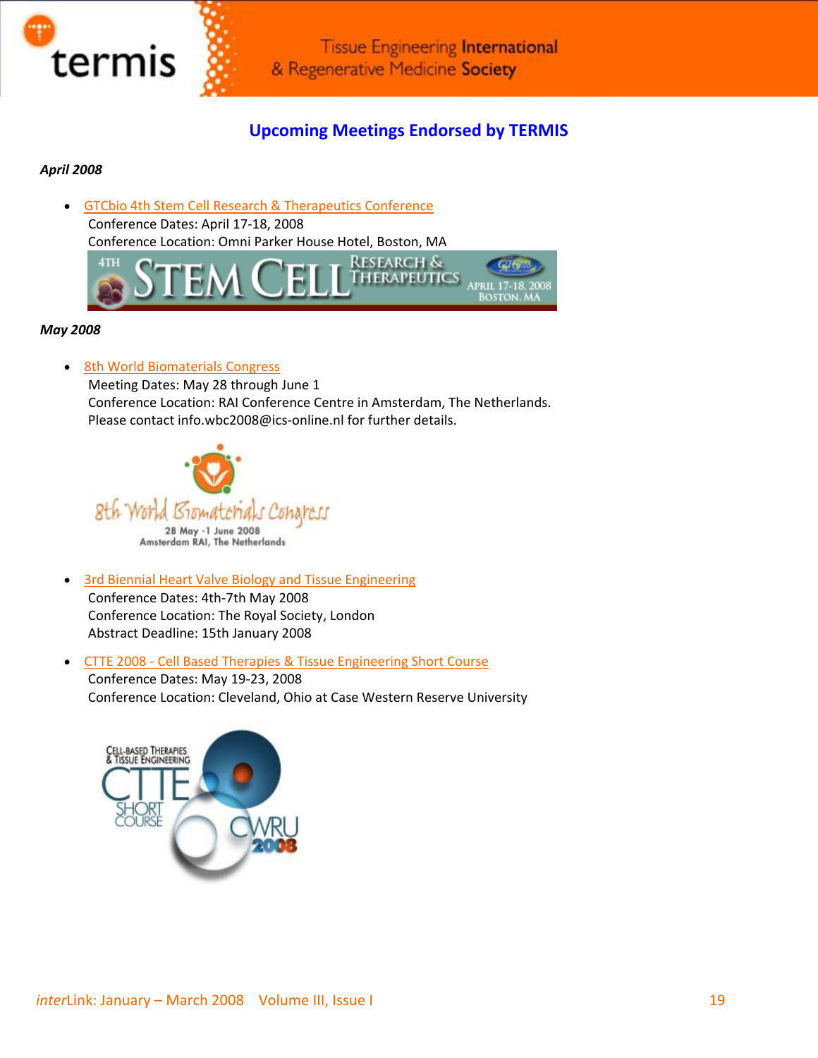## Upcoming Meetings Endorsed by TERMIS

***April 2008***

- GTCbio 4th Stem Cell Research & Therapeutics Conference
  Conference Dates: April 17-18, 2008
  Conference Location: Omni Parker House Hotel, Boston, MA

***May 2008***

- 8th World Biomaterials Congress
  Meeting Dates: May 28 through June 1
  Conference Location: RAI Conference Centre in Amsterdam, The Netherlands.
  Please contact info.wbc2008@ics-online.nl for further details.

- 3rd Biennial Heart Valve Biology and Tissue Engineering
  Conference Dates: 4th-7th May 2008
  Conference Location: The Royal Society, London
  Abstract Deadline: 15th January 2008

- CTTE 2008 - Cell Based Therapies & Tissue Engineering Short Course
  Conference Dates: May 19-23, 2008
  Conference Location: Cleveland, Ohio at Case Western Reserve University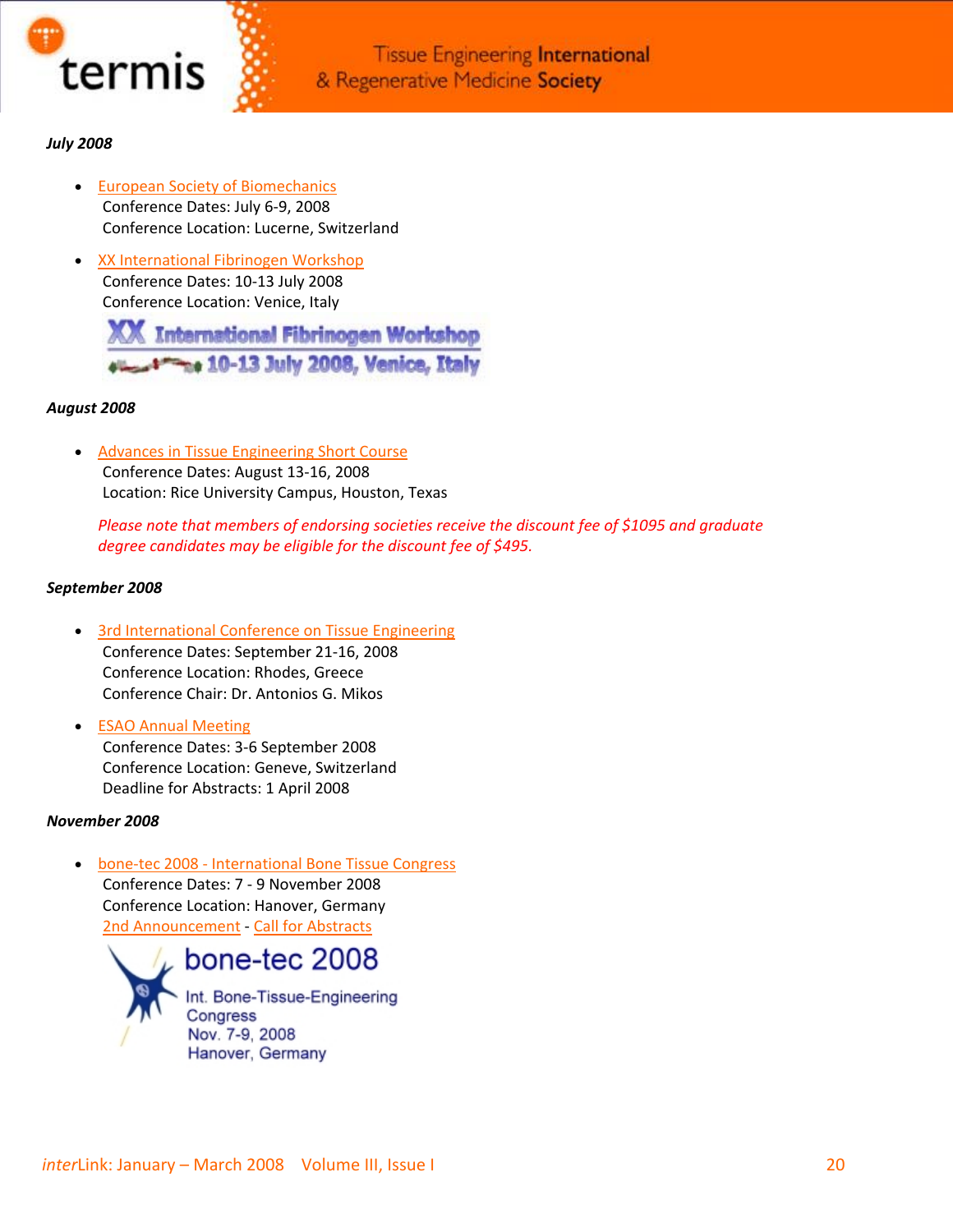*July 2008*

- European Society of Biomechanics
  Conference Dates: July 6-9, 2008
  Conference Location: Lucerne, Switzerland
- XX International Fibrinogen Workshop
  Conference Dates: 10-13 July 2008
  Conference Location: Venice, Italy

*August 2008*

- Advances in Tissue Engineering Short Course
  Conference Dates: August 13-16, 2008
  Location: Rice University Campus, Houston, Texas

  *Please note that members of endorsing societies receive the discount fee of $1095 and graduate degree candidates may be eligible for the discount fee of $495.*

*September 2008*

- 3rd International Conference on Tissue Engineering
  Conference Dates: September 21-16, 2008
  Conference Location: Rhodes, Greece
  Conference Chair: Dr. Antonios G. Mikos
- ESAO Annual Meeting
  Conference Dates: 3-6 September 2008
  Conference Location: Geneve, Switzerland
  Deadline for Abstracts: 1 April 2008

*November 2008*

- bone-tec 2008 - International Bone Tissue Congress
  Conference Dates: 7 - 9 November 2008
  Conference Location: Hanover, Germany
  2nd Announcement - Call for Abstracts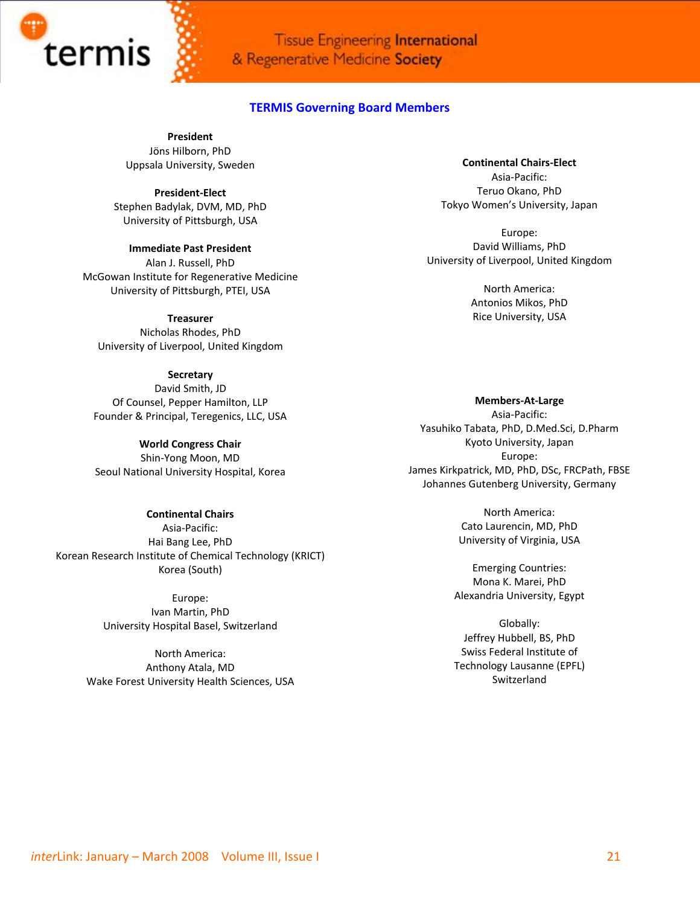termis

Tissue Engineering International & Regenerative Medicine Society

## TERMIS Governing Board Members

**President**
Jöns Hilborn, PhD
Uppsala University, Sweden

**President-Elect**
Stephen Badylak, DVM, MD, PhD
University of Pittsburgh, USA

**Immediate Past President**
Alan J. Russell, PhD
McGowan Institute for Regenerative Medicine
University of Pittsburgh, PTEI, USA

**Treasurer**
Nicholas Rhodes, PhD
University of Liverpool, United Kingdom

**Secretary**
David Smith, JD
Of Counsel, Pepper Hamilton, LLP
Founder & Principal, Teregenics, LLC, USA

**World Congress Chair**
Shin-Yong Moon, MD
Seoul National University Hospital, Korea

**Continental Chairs**
Asia-Pacific:
Hai Bang Lee, PhD
Korean Research Institute of Chemical Technology (KRICT)
Korea (South)

Europe:
Ivan Martin, PhD
University Hospital Basel, Switzerland

North America:
Anthony Atala, MD
Wake Forest University Health Sciences, USA

**Continental Chairs-Elect**
Asia-Pacific:
Teruo Okano, PhD
Tokyo Women's University, Japan

Europe:
David Williams, PhD
University of Liverpool, United Kingdom

North America:
Antonios Mikos, PhD
Rice University, USA

**Members-At-Large**
Asia-Pacific:
Yasuhiko Tabata, PhD, D.Med.Sci, D.Pharm
Kyoto University, Japan
Europe:
James Kirkpatrick, MD, PhD, DSc, FRCPath, FBSE
Johannes Gutenberg University, Germany

North America:
Cato Laurencin, MD, PhD
University of Virginia, USA

Emerging Countries:
Mona K. Marei, PhD
Alexandria University, Egypt

Globally:
Jeffrey Hubbell, BS, PhD
Swiss Federal Institute of
Technology Lausanne (EPFL)
Switzerland